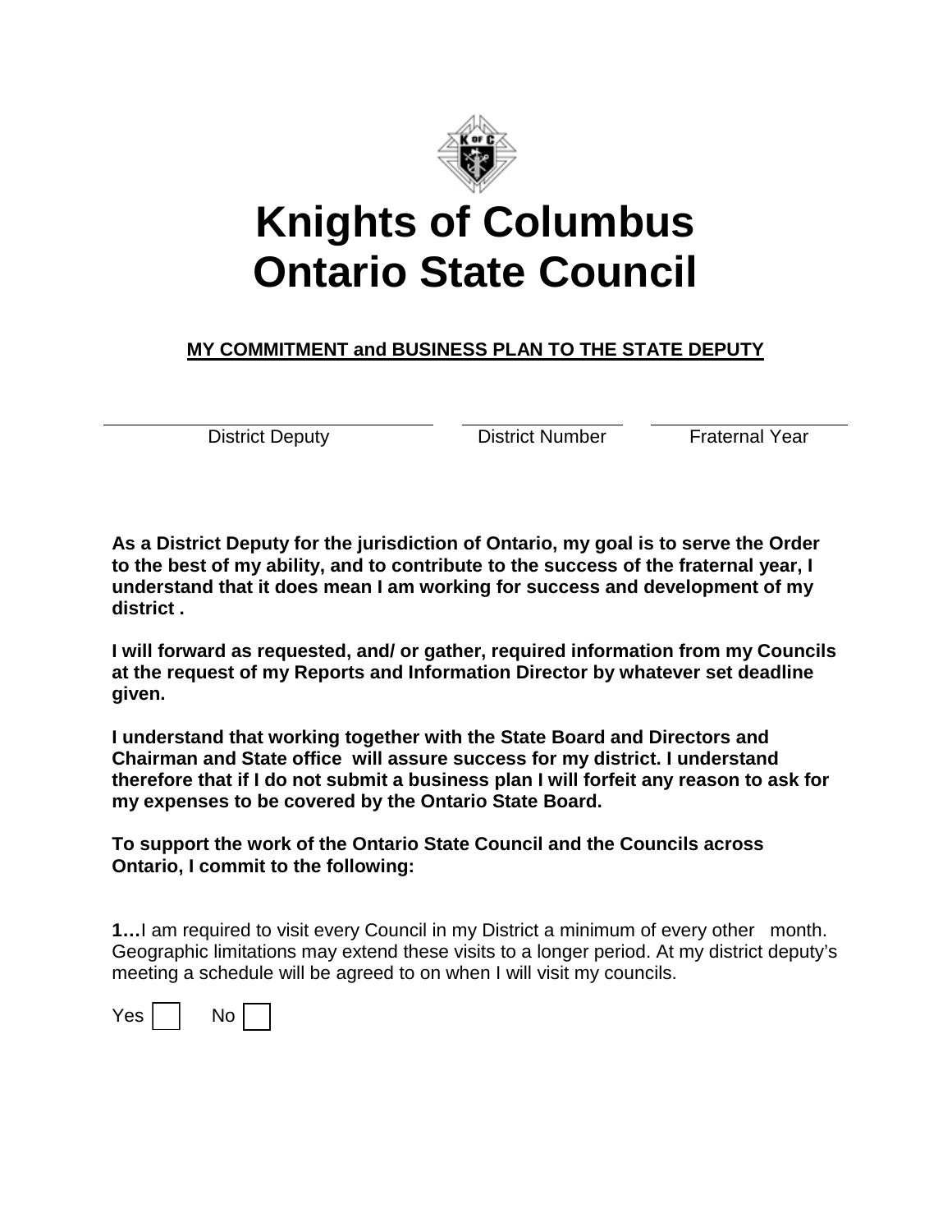# Knights of Columbus
# Ontario State Council

**MY COMMITMENT and BUSINESS PLAN TO THE STATE DEPUTY**

| District Deputy | District Number | Fraternal Year |
|---|---|---|

**As a District Deputy for the jurisdiction of Ontario, my goal is to serve the Order to the best of my ability, and to contribute to the success of the fraternal year, I understand that it does mean I am working for success and development of my district .**

**I will forward as requested, and/ or gather, required information from my Councils at the request of my Reports and Information Director by whatever set deadline given.**

**I understand that working together with the State Board and Directors and Chairman and State office will assure success for my district. I understand therefore that if I do not submit a business plan I will forfeit any reason to ask for my expenses to be covered by the Ontario State Board.**

**To support the work of the Ontario State Council and the Councils across Ontario, I commit to the following:**

**1…**I am required to visit every Council in my District a minimum of every other month. Geographic limitations may extend these visits to a longer period. At my district deputy's meeting a schedule will be agreed to on when I will visit my councils.

Yes ☐ No ☐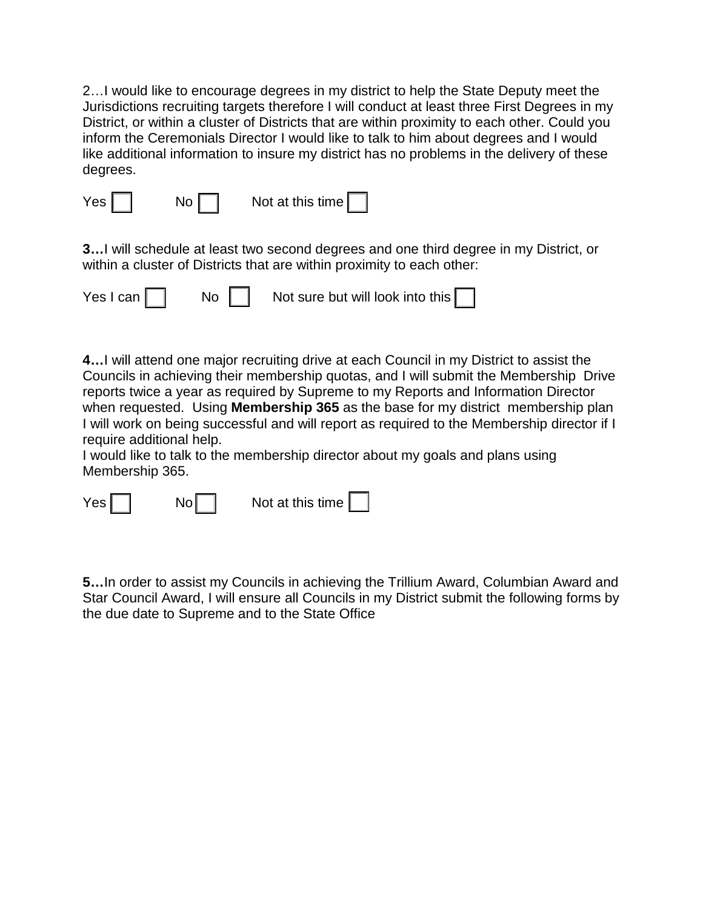2…I would like to encourage degrees in my district to help the State Deputy meet the Jurisdictions recruiting targets therefore I will conduct at least three First Degrees in my District, or within a cluster of Districts that are within proximity to each other. Could you inform the Ceremonials Director I would like to talk to him about degrees and I would like additional information to insure my district has no problems in the delivery of these degrees.

Yes ☐ No ☐ Not at this time ☐

**3…**I will schedule at least two second degrees and one third degree in my District, or within a cluster of Districts that are within proximity to each other:

Yes I can ☐ No ☐ Not sure but will look into this ☐

**4…**I will attend one major recruiting drive at each Council in my District to assist the Councils in achieving their membership quotas, and I will submit the Membership Drive reports twice a year as required by Supreme to my Reports and Information Director when requested. Using **Membership 365** as the base for my district membership plan I will work on being successful and will report as required to the Membership director if I require additional help.
I would like to talk to the membership director about my goals and plans using Membership 365.

Yes ☐ No ☐ Not at this time ☐

**5…**In order to assist my Councils in achieving the Trillium Award, Columbian Award and Star Council Award, I will ensure all Councils in my District submit the following forms by the due date to Supreme and to the State Office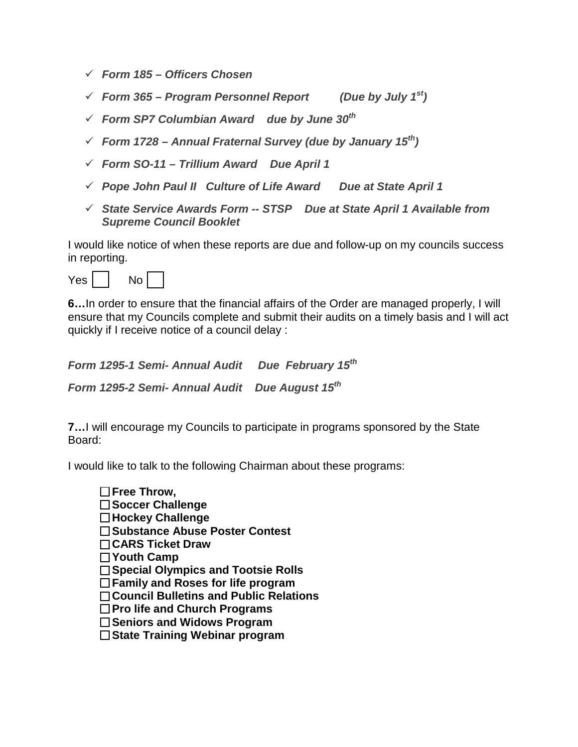- ✓ ***Form 185 – Officers Chosen***
- ✓ ***Form 365 – Program Personnel Report (Due by July 1st)***
- ✓ ***Form SP7 Columbian Award due by June 30th***
- ✓ ***Form 1728 – Annual Fraternal Survey (due by January 15th)***
- ✓ ***Form SO-11 – Trillium Award Due April 1***
- ✓ ***Pope John Paul II Culture of Life Award Due at State April 1***
- ✓ ***State Service Awards Form -- STSP Due at State April 1 Available from Supreme Council Booklet***

I would like notice of when these reports are due and follow-up on my councils success in reporting.

Yes ☐ No ☐

**6…**In order to ensure that the financial affairs of the Order are managed properly, I will ensure that my Councils complete and submit their audits on a timely basis and I will act quickly if I receive notice of a council delay :

***Form 1295-1 Semi- Annual Audit Due February 15th***

***Form 1295-2 Semi- Annual Audit Due August 15th***

**7…**I will encourage my Councils to participate in programs sponsored by the State Board:

I would like to talk to the following Chairman about these programs:

- ☐ **Free Throw,**
- ☐ **Soccer Challenge**
- ☐ **Hockey Challenge**
- ☐ **Substance Abuse Poster Contest**
- ☐ **CARS Ticket Draw**
- ☐ **Youth Camp**
- ☐ **Special Olympics and Tootsie Rolls**
- ☐ **Family and Roses for life program**
- ☐ **Council Bulletins and Public Relations**
- ☐ **Pro life and Church Programs**
- ☐ **Seniors and Widows Program**
- ☐ **State Training Webinar program**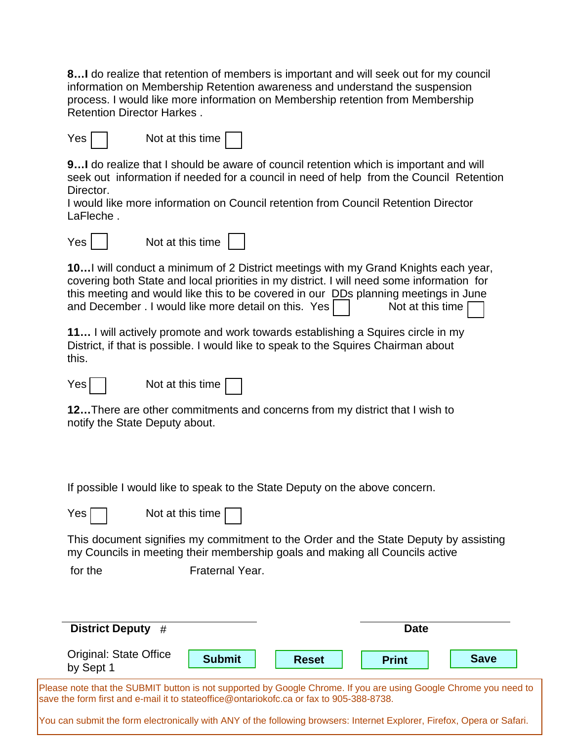**8…I** do realize that retention of members is important and will seek out for my council information on Membership Retention awareness and understand the suspension process. I would like more information on Membership retention from Membership Retention Director Harkes .

Yes ☐ Not at this time ☐

**9…I** do realize that I should be aware of council retention which is important and will seek out information if needed for a council in need of help from the Council Retention Director.
I would like more information on Council retention from Council Retention Director LaFleche .

Yes ☐ Not at this time ☐

**10…**I will conduct a minimum of 2 District meetings with my Grand Knights each year, covering both State and local priorities in my district. I will need some information for this meeting and would like this to be covered in our DDs planning meetings in June and December . I would like more detail on this. Yes ☐ Not at this time ☐

**11…** I will actively promote and work towards establishing a Squires circle in my District, if that is possible. I would like to speak to the Squires Chairman about this.

Yes ☐ Not at this time ☐

**12…**There are other commitments and concerns from my district that I wish to notify the State Deputy about.

If possible I would like to speak to the State Deputy on the above concern.

Yes ☐ Not at this time ☐

This document signifies my commitment to the Order and the State Deputy by assisting my Councils in meeting their membership goals and making all Councils active

for the Fraternal Year.

**District Deputy** # **Date**

Original: State Office by Sept 1

**Submit** **Reset** **Print** **Save**

Please note that the SUBMIT button is not supported by Google Chrome. If you are using Google Chrome you need to save the form first and e-mail it to stateoffice@ontariokofc.ca or fax to 905-388-8738.

You can submit the form electronically with ANY of the following browsers: Internet Explorer, Firefox, Opera or Safari.